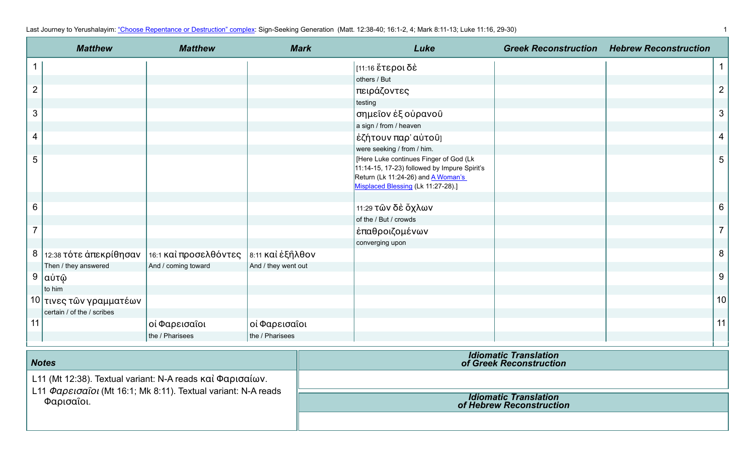Last Journey to Yerushalayim: "Choose Repentance or Destruction" complex: Sign-Seeking Generation (Matt. 12:38-40; 16:1-2, 4; Mark 8:11-13; Luke 11:16, 29-30)

| | Matthew | Matthew | Mark | Luke | Greek Reconstruction | Hebrew Reconstruction | |
|---|---|---|---|---|---|---|---|
| 1 | | | | [11:16 ἕτεροι δὲ<br>others / But | | | 1 |
| 2 | | | | πειράζοντες<br>testing | | | 2 |
| 3 | | | | σημεῖον ἐξ οὐρανοῦ<br>a sign / from / heaven | | | 3 |
| 4 | | | | ἐζήτουν παρ᾽ αὐτοῦ]<br>were seeking / from / him. | | | 4 |
| 5 | | | | [Here Luke continues Finger of God (Lk 11:14-15, 17-23) followed by Impure Spirit's Return (Lk 11:24-26) and A Woman's Misplaced Blessing (Lk 11:27-28).] | | | 5 |
| 6 | | | | 11:29 τῶν δὲ ὄχλων<br>of the / But / crowds | | | 6 |
| 7 | | | | ἐπαθροιζομένων<br>converging upon | | | 7 |
| 8 | 12:38 τότε ἀπεκρίθησαν<br>Then / they answered | 16:1 καὶ προσελθόντες<br>And / coming toward | 8:11 καὶ ἐξῆλθον<br>And / they went out | | | | 8 |
| 9 | αὐτῷ<br>to him | | | | | | 9 |
| 10 | τινες τῶν γραμματέων<br>certain / of the / scribes | | | | | | 10 |
| 11 | | οἱ Φαρεισαῖοι<br>the / Pharisees | οἱ Φαρεισαῖοι<br>the / Pharisees | | | | 11 |

### Notes

L11 (Mt 12:38). Textual variant: N-A reads καὶ Φαρισαίων.
L11 *Φαρεισαῖοι* (Mt 16:1; Mk 8:11). Textual variant: N-A reads Φαρισαῖοι.

### Idiomatic Translation of Greek Reconstruction

### Idiomatic Translation of Hebrew Reconstruction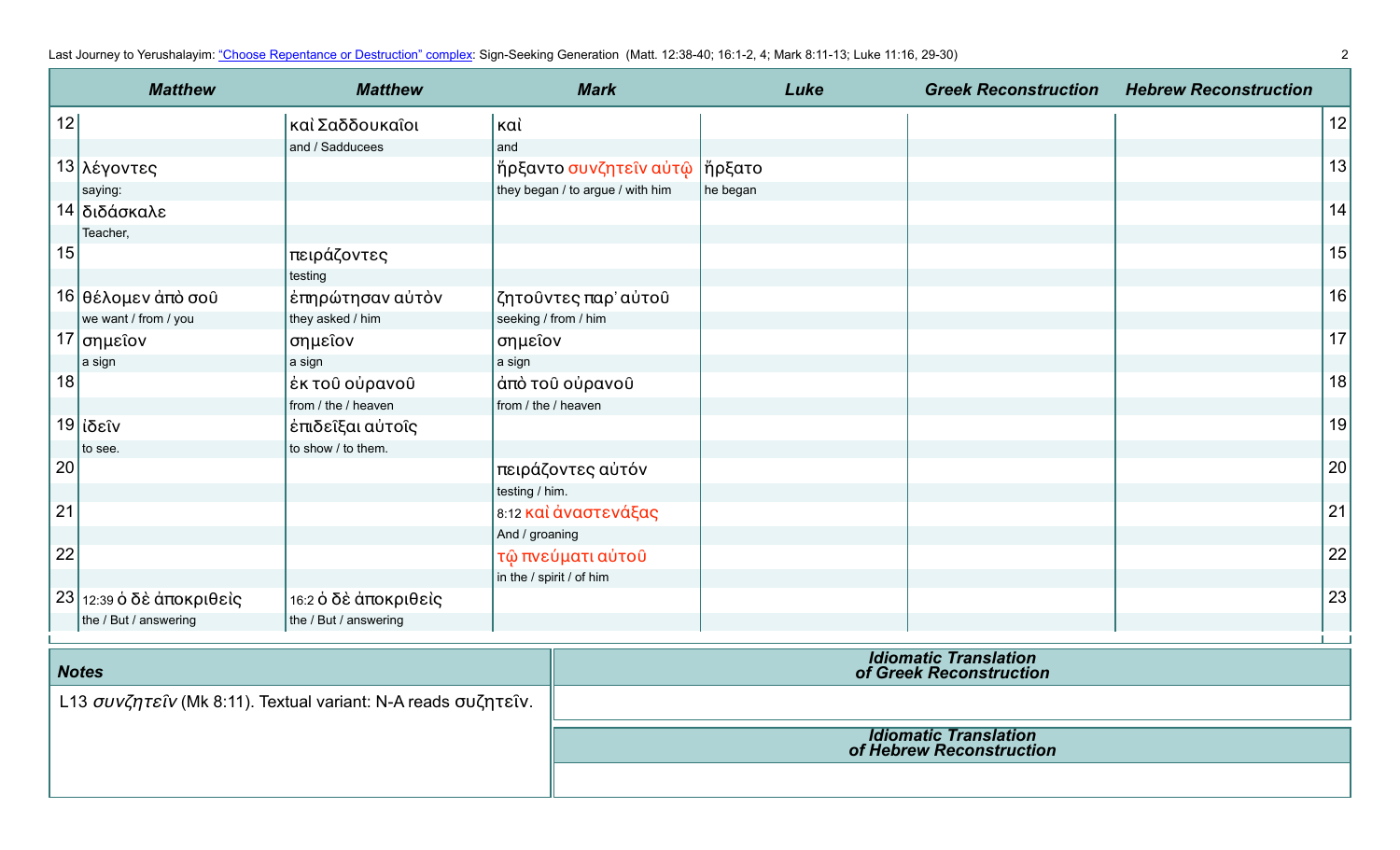| | Matthew | Matthew | Mark | Luke | Greek Reconstruction | Hebrew Reconstruction | |
|---|---|---|---|---|---|---|---|
| 12 | | καὶ Σαδδουκαῖοι<br>and / Sadducees | καὶ<br>and | | | | 12 |
| 13 | λέγοντες<br>saying: | | ἤρξαντο συνζητεῖν αὐτῷ<br>they began / to argue / with him | ἤρξατο<br>he began | | | 13 |
| 14 | διδάσκαλε<br>Teacher, | | | | | | 14 |
| 15 | | πειράζοντες<br>testing | | | | | 15 |
| 16 | θέλομεν ἀπὸ σοῦ<br>we want / from / you | ἐπηρώτησαν αὐτὸν<br>they asked / him | ζητοῦντες παρ᾽ αὐτοῦ<br>seeking / from / him | | | | 16 |
| 17 | σημεῖον<br>a sign | σημεῖον<br>a sign | σημεῖον<br>a sign | | | | 17 |
| 18 | | ἐκ τοῦ οὐρανοῦ<br>from / the / heaven | ἀπὸ τοῦ οὐρανοῦ<br>from / the / heaven | | | | 18 |
| 19 | ἰδεῖν<br>to see. | ἐπιδεῖξαι αὐτοῖς<br>to show / to them. | | | | | 19 |
| 20 | | | πειράζοντες αὐτόν<br>testing / him. | | | | 20 |
| 21 | | | 8:12 καὶ ἀναστενάξας<br>And / groaning | | | | 21 |
| 22 | | | τῷ πνεύματι αὐτοῦ<br>in the / spirit / of him | | | | 22 |
| 23 | 12:39 ὁ δὲ ἀποκριθεὶς<br>the / But / answering | 16:2 ὁ δὲ ἀποκριθεὶς<br>the / But / answering | | | | | 23 |

### Notes

L13 *συνζητεῖν* (Mk 8:11). Textual variant: N-A reads συζητεῖν.

### Idiomatic Translation of Greek Reconstruction

### Idiomatic Translation of Hebrew Reconstruction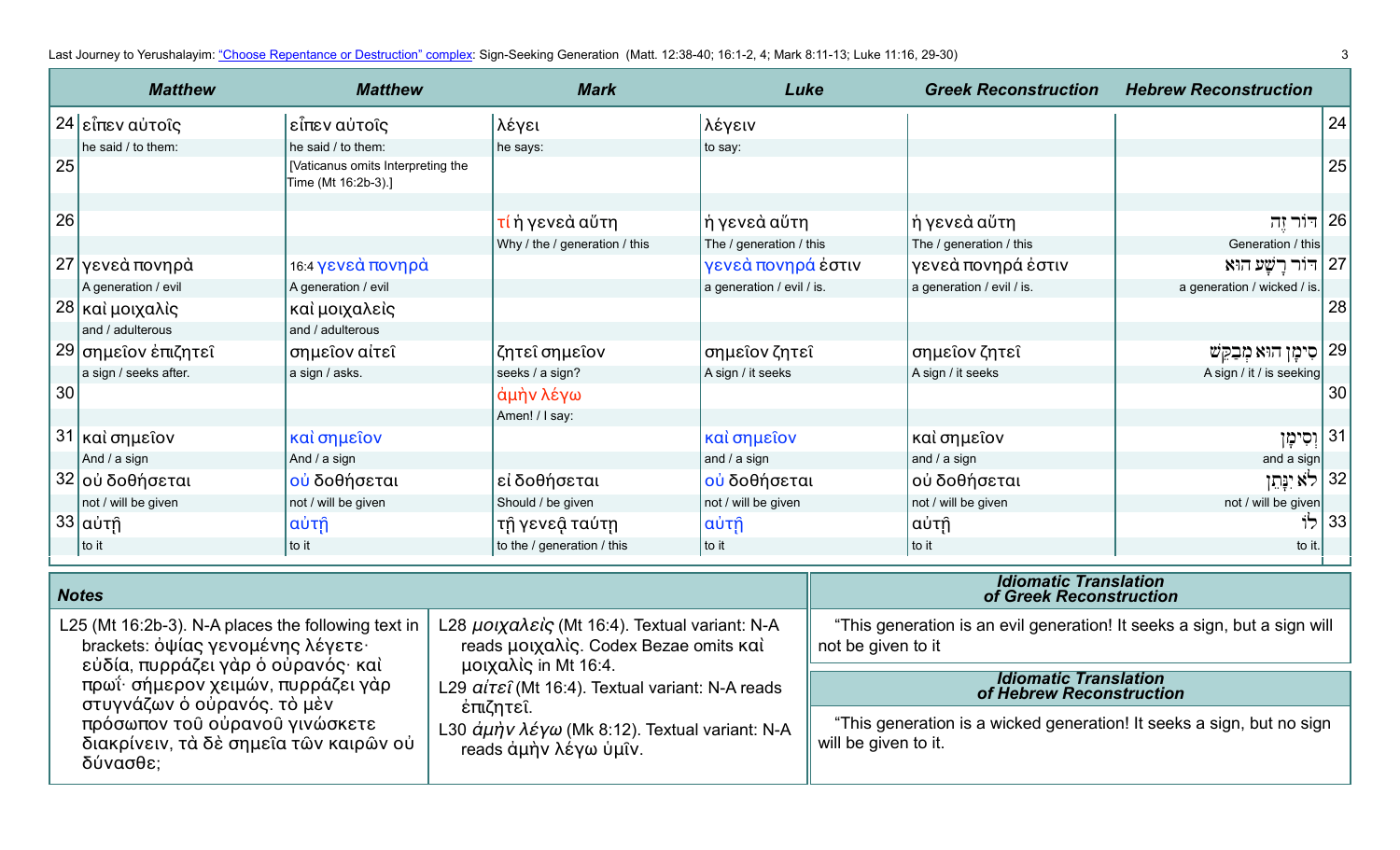| | Matthew | Matthew | Mark | Luke | Greek Reconstruction | Hebrew Reconstruction | |
|---|---|---|---|---|---|---|---|
| 24 | εἶπεν αὐτοῖς<br>he said / to them: | εἶπεν αὐτοῖς<br>he said / to them: | λέγει<br>he says: | λέγειν<br>to say: | | | 24 |
| 25 | | [Vaticanus omits Interpreting the Time (Mt 16:2b-3).] | | | | | 25 |
| 26 | | | τί ἡ γενεὰ αὕτη<br>Why / the / generation / this | ἡ γενεὰ αὕτη<br>The / generation / this | ἡ γενεὰ αὕτη<br>The / generation / this | דּוֹר זֶה<br>Generation / this | 26 |
| 27 | γενεὰ πονηρὰ<br>A generation / evil | 16:4 γενεὰ πονηρὰ<br>A generation / evil | | γενεὰ πονηρά ἐστιν<br>a generation / evil / is. | γενεὰ πονηρά ἐστιν<br>a generation / evil / is. | דּוֹר רָשָׁע הוּא<br>a generation / wicked / is. | 27 |
| 28 | καὶ μοιχαλὶς<br>and / adulterous | καὶ μοιχαλεὶς<br>and / adulterous | | | | | 28 |
| 29 | σημεῖον ἐπιζητεῖ<br>a sign / seeks after. | σημεῖον αἰτεῖ<br>a sign / asks. | ζητεῖ σημεῖον<br>seeks / a sign? | σημεῖον ζητεῖ<br>A sign / it seeks | σημεῖον ζητεῖ<br>A sign / it seeks | סִימָן הוּא מְבַקֵּשׁ<br>A sign / it / is seeking | 29 |
| 30 | | | ἀμὴν λέγω<br>Amen! / I say: | | | | 30 |
| 31 | καὶ σημεῖον<br>And / a sign | καὶ σημεῖον<br>And / a sign | | καὶ σημεῖον<br>and / a sign | καὶ σημεῖον<br>and / a sign | וְסִימָן<br>and a sign | 31 |
| 32 | οὐ δοθήσεται<br>not / will be given | οὐ δοθήσεται<br>not / will be given | εἰ δοθήσεται<br>Should / be given | οὐ δοθήσεται<br>not / will be given | οὐ δοθήσεται<br>not / will be given | לֹא יִנָּתֵן<br>not / will be given | 32 |
| 33 | αὐτῇ<br>to it | αὐτῇ<br>to it | τῇ γενεᾷ ταύτῃ<br>to the / generation / this | αὐτῇ<br>to it | αὐτῇ<br>to it | לוֹ<br>to it. | 33 |

## Notes

L25 (Mt 16:2b-3). N-A places the following text in brackets: ὀψίας γενομένης λέγετε· εὐδία, πυρράζει γὰρ ὁ οὐρανός· καὶ πρωΐ· σήμερον χειμών, πυρράζει γὰρ στυγνάζων ὁ οὐρανός. τὸ μὲν πρόσωπον τοῦ οὐρανοῦ γινώσκετε διακρίνειν, τὰ δὲ σημεῖα τῶν καιρῶν οὐ δύνασθε;

L28 *μοιχαλεὶς* (Mt 16:4). Textual variant: N-A reads μοιχαλὶς. Codex Bezae omits καὶ μοιχαλὶς in Mt 16:4.

L29 *αἰτεῖ* (Mt 16:4). Textual variant: N-A reads ἐπιζητεῖ.

L30 *ἀμὴν λέγω* (Mk 8:12). Textual variant: N-A reads ἀμὴν λέγω ὑμῖν.

## Idiomatic Translation of Greek Reconstruction

"This generation is an evil generation! It seeks a sign, but a sign will not be given to it

## Idiomatic Translation of Hebrew Reconstruction

"This generation is a wicked generation! It seeks a sign, but no sign will be given to it.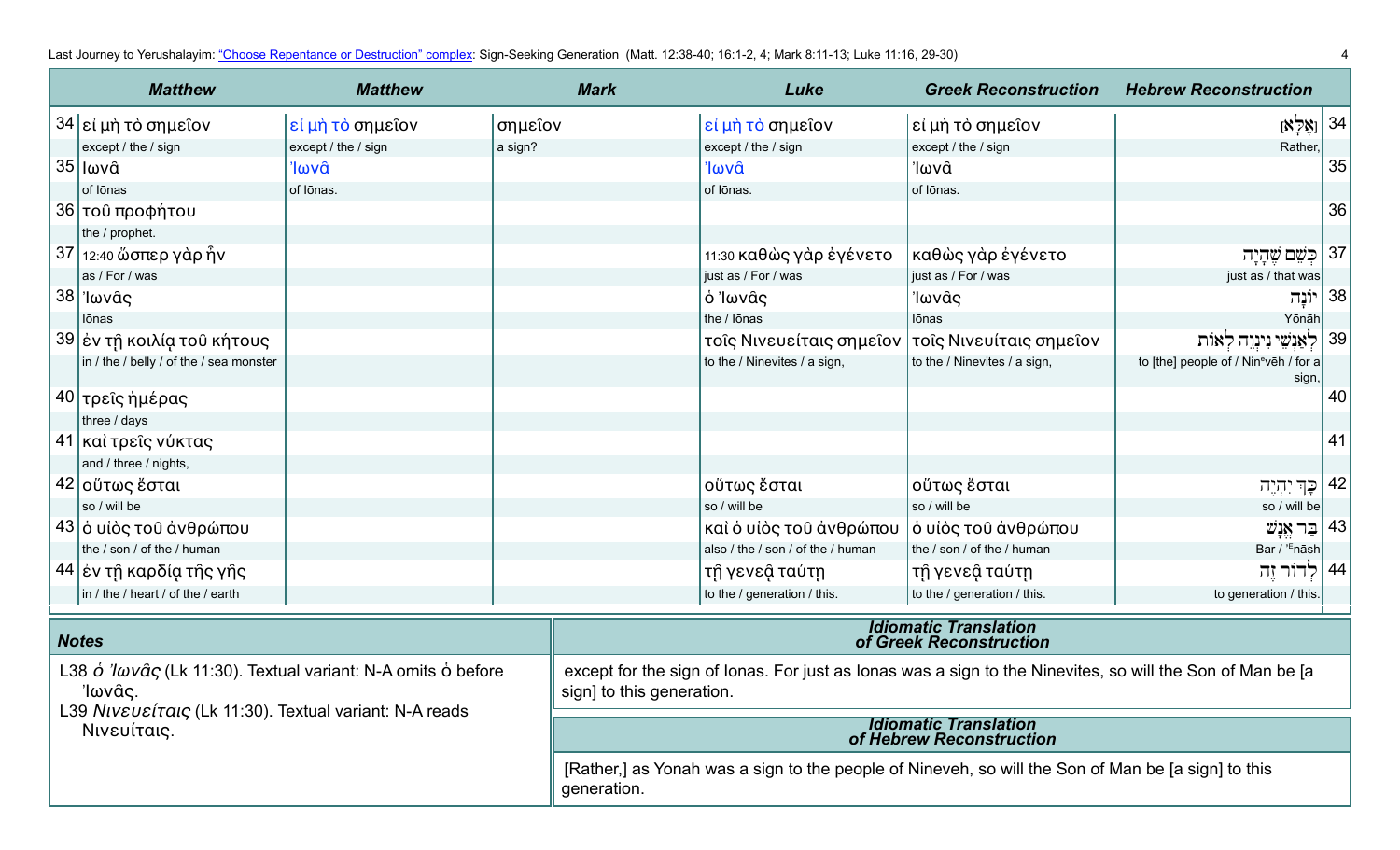| | Matthew | Matthew | Mark | Luke | Greek Reconstruction | Hebrew Reconstruction | |
|---|---|---|---|---|---|---|---|
| 34 | εἰ μὴ τὸ σημεῖον<br>except / the / sign | εἰ μὴ τὸ σημεῖον<br>except / the / sign | σημεῖον<br>a sign? | εἰ μὴ τὸ σημεῖον<br>except / the / sign | εἰ μὴ τὸ σημεῖον<br>except / the / sign | [אֶלָּא]<br>Rather, | 34 |
| 35 | Ιωνᾶ<br>of Iōnas | Ἰωνᾶ<br>of Iōnas. | | Ἰωνᾶ<br>of Iōnas. | Ἰωνᾶ<br>of Iōnas. | | 35 |
| 36 | τοῦ προφήτου<br>the / prophet. | | | | | | 36 |
| 37 | 12:40 ὥσπερ γὰρ ἦν<br>as / For / was | | | 11:30 καθὼς γὰρ ἐγένετο<br>just as / For / was | καθὼς γὰρ ἐγένετο<br>just as / For / was | כְּשֵׁם שֶׁהָיָה<br>just as / that was | 37 |
| 38 | Ἰωνᾶς<br>Iōnas | | | ὁ Ἰωνᾶς<br>the / Iōnas | Ἰωνᾶς<br>Iōnas | יוֹנָה<br>Yōnāh | 38 |
| 39 | ἐν τῇ κοιλίᾳ τοῦ κήτους<br>in / the / belly / of the / sea monster | | | τοῖς Νινευείταις σημεῖον<br>to the / Ninevites / a sign, | τοῖς Νινευίταις σημεῖον<br>to the / Ninevites / a sign, | לְאַנְשֵׁי נִינְוֵה לְאוֹת<br>to [the] people of / Nineveh / for a sign, | 39 |
| 40 | τρεῖς ἡμέρας<br>three / days | | | | | | 40 |
| 41 | καὶ τρεῖς νύκτας<br>and / three / nights, | | | | | | 41 |
| 42 | οὕτως ἔσται<br>so / will be | | | οὕτως ἔσται<br>so / will be | οὕτως ἔσται<br>so / will be | כָּךְ יִהְיֶה<br>so / will be | 42 |
| 43 | ὁ υἱὸς τοῦ ἀνθρώπου<br>the / son / of the / human | | | καὶ ὁ υἱὸς τοῦ ἀνθρώπου<br>also / the / son / of the / human | ὁ υἱὸς τοῦ ἀνθρώπου<br>the / son / of the / human | בַּר אֱנָשׁ<br>Bar / ᵉEnāsh | 43 |
| 44 | ἐν τῇ καρδίᾳ τῆς γῆς<br>in / the / heart / of the / earth | | | τῇ γενεᾷ ταύτῃ<br>to the / generation / this. | τῇ γενεᾷ ταύτῃ<br>to the / generation / this. | לְדוֹר זֶה<br>to generation / this. | 44 |

## Notes

L38 *ὁ Ἰωνᾶς* (Lk 11:30). Textual variant: N-A omits ὁ before Ἰωνᾶς.

L39 *Νινευείταις* (Lk 11:30). Textual variant: N-A reads Νινευίταις.

## Idiomatic Translation of Greek Reconstruction

except for the sign of Ionas. For just as Ionas was a sign to the Ninevites, so will the Son of Man be [a sign] to this generation.

## Idiomatic Translation of Hebrew Reconstruction

[Rather,] as Yonah was a sign to the people of Nineveh, so will the Son of Man be [a sign] to this generation.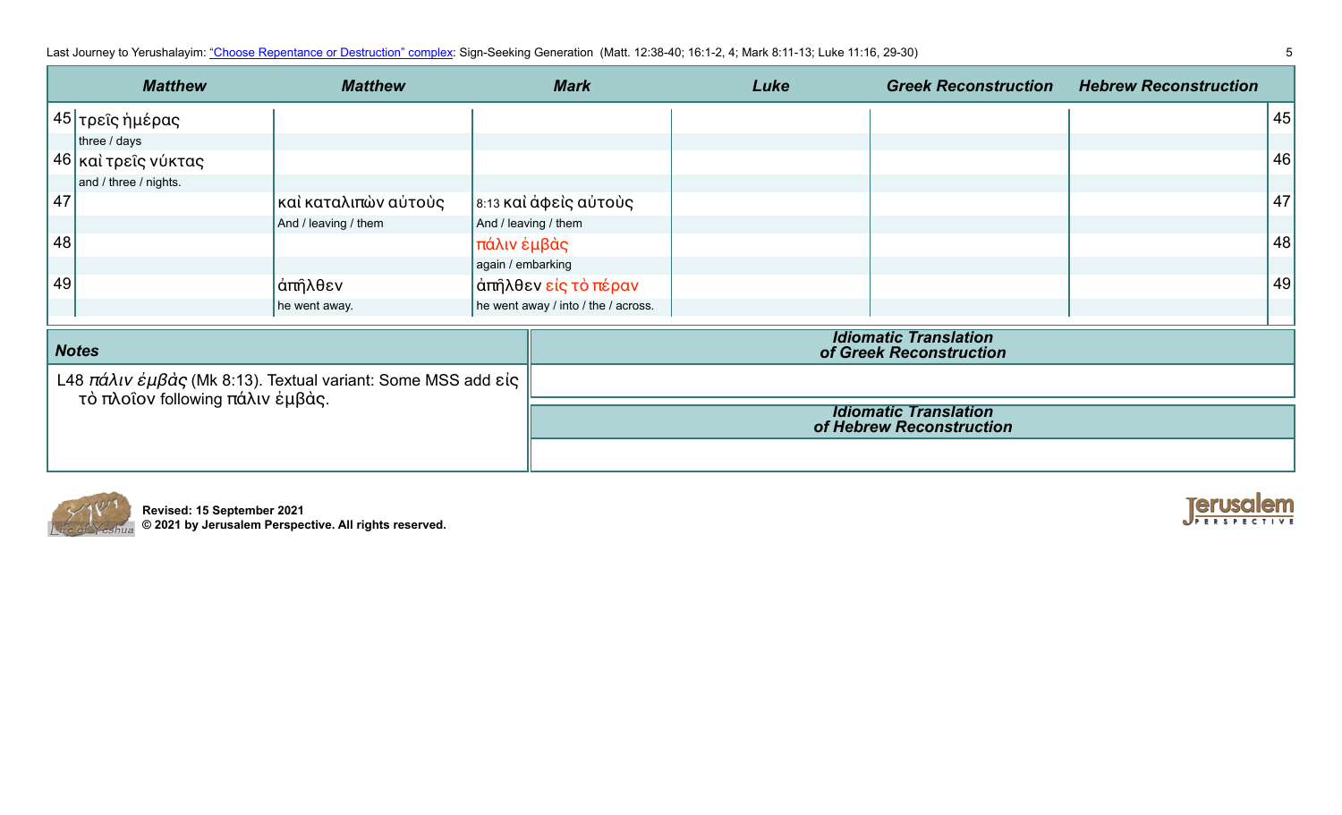| | Matthew | Matthew | Mark | Luke | Greek Reconstruction | Hebrew Reconstruction | |
|---|---|---|---|---|---|---|---|
| 45 | τρεῖς ἡμέρας<br>three / days | | | | | | 45 |
| 46 | καὶ τρεῖς νύκτας<br>and / three / nights. | | | | | | 46 |
| 47 | | καὶ καταλιπὼν αὐτοὺς<br>And / leaving / them | 8:13 καὶ ἀφεὶς αὐτοὺς<br>And / leaving / them | | | | 47 |
| 48 | | | πάλιν ἐμβὰς<br>again / embarking | | | | 48 |
| 49 | | ἀπῆλθεν<br>he went away. | ἀπῆλθεν εἰς τὸ πέραν<br>he went away / into / the / across. | | | | 49 |

## Notes

L48 *πάλιν ἐμβὰς* (Mk 8:13). Textual variant: Some MSS add εἰς τὸ πλοῖον following πάλιν ἐμβὰς.

## Idiomatic Translation of Greek Reconstruction

## Idiomatic Translation of Hebrew Reconstruction

Revised: 15 September 2021
© 2021 by Jerusalem Perspective. All rights reserved.